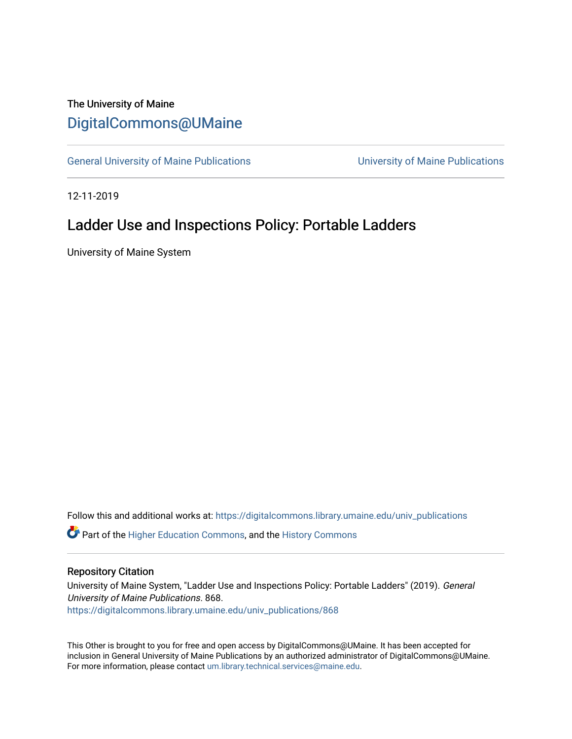The University of Maine

## DigitalCommons@UMaine

General University of Maine Publications | University of Maine Publications

12-11-2019

# Ladder Use and Inspections Policy: Portable Ladders

University of Maine System

Follow this and additional works at: https://digitalcommons.library.umaine.edu/univ_publications

Part of the Higher Education Commons, and the History Commons

### Repository Citation

University of Maine System, "Ladder Use and Inspections Policy: Portable Ladders" (2019). *General University of Maine Publications*. 868.
https://digitalcommons.library.umaine.edu/univ_publications/868

This Other is brought to you for free and open access by DigitalCommons@UMaine. It has been accepted for inclusion in General University of Maine Publications by an authorized administrator of DigitalCommons@UMaine. For more information, please contact um.library.technical.services@maine.edu.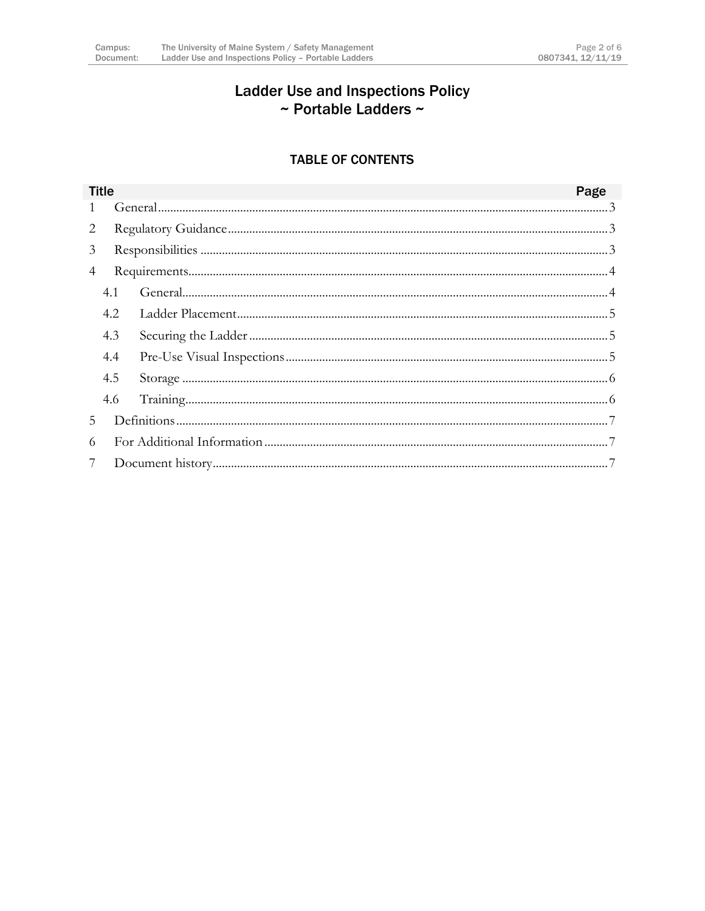# Ladder Use and Inspections Policy
## ~ Portable Ladders ~

### TABLE OF CONTENTS

| Title | | Page |
|---|---|---|
| 1 | General | 3 |
| 2 | Regulatory Guidance | 3 |
| 3 | Responsibilities | 3 |
| 4 | Requirements | 4 |
| 4.1 | General | 4 |
| 4.2 | Ladder Placement | 5 |
| 4.3 | Securing the Ladder | 5 |
| 4.4 | Pre-Use Visual Inspections | 5 |
| 4.5 | Storage | 6 |
| 4.6 | Training | 6 |
| 5 | Definitions | 7 |
| 6 | For Additional Information | 7 |
| 7 | Document history | 7 |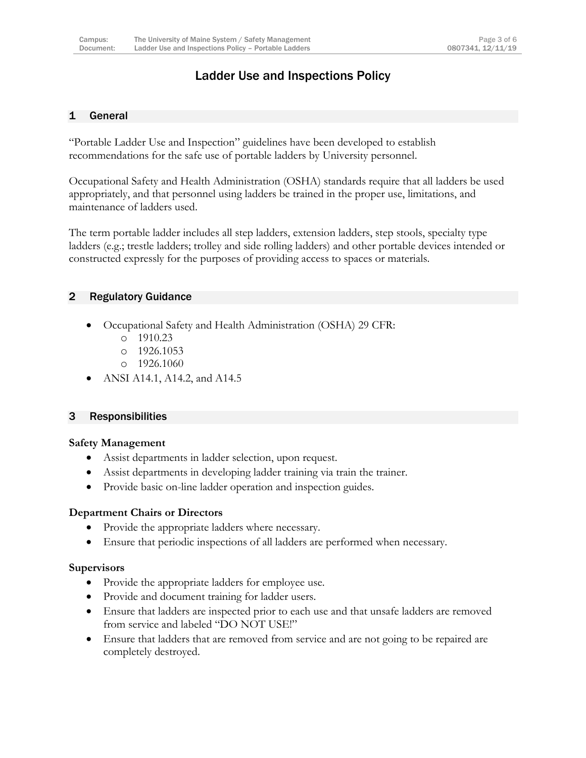# Ladder Use and Inspections Policy

## 1 General

"Portable Ladder Use and Inspection" guidelines have been developed to establish recommendations for the safe use of portable ladders by University personnel.

Occupational Safety and Health Administration (OSHA) standards require that all ladders be used appropriately, and that personnel using ladders be trained in the proper use, limitations, and maintenance of ladders used.

The term portable ladder includes all step ladders, extension ladders, step stools, specialty type ladders (e.g.; trestle ladders; trolley and side rolling ladders) and other portable devices intended or constructed expressly for the purposes of providing access to spaces or materials.

## 2 Regulatory Guidance

- Occupational Safety and Health Administration (OSHA) 29 CFR:
  - 1910.23
  - 1926.1053
  - 1926.1060
- ANSI A14.1, A14.2, and A14.5

## 3 Responsibilities

**Safety Management**

- Assist departments in ladder selection, upon request.
- Assist departments in developing ladder training via train the trainer.
- Provide basic on-line ladder operation and inspection guides.

**Department Chairs or Directors**

- Provide the appropriate ladders where necessary.
- Ensure that periodic inspections of all ladders are performed when necessary.

**Supervisors**

- Provide the appropriate ladders for employee use.
- Provide and document training for ladder users.
- Ensure that ladders are inspected prior to each use and that unsafe ladders are removed from service and labeled "DO NOT USE!"
- Ensure that ladders that are removed from service and are not going to be repaired are completely destroyed.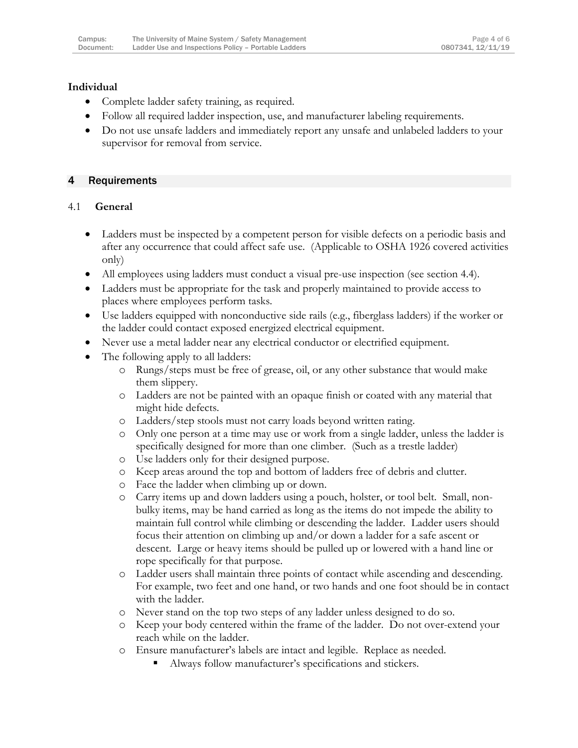**Individual**

- Complete ladder safety training, as required.
- Follow all required ladder inspection, use, and manufacturer labeling requirements.
- Do not use unsafe ladders and immediately report any unsafe and unlabeled ladders to your supervisor for removal from service.

## 4 Requirements

### 4.1 General

- Ladders must be inspected by a competent person for visible defects on a periodic basis and after any occurrence that could affect safe use. (Applicable to OSHA 1926 covered activities only)
- All employees using ladders must conduct a visual pre-use inspection (see section 4.4).
- Ladders must be appropriate for the task and properly maintained to provide access to places where employees perform tasks.
- Use ladders equipped with nonconductive side rails (e.g., fiberglass ladders) if the worker or the ladder could contact exposed energized electrical equipment.
- Never use a metal ladder near any electrical conductor or electrified equipment.
- The following apply to all ladders:
  - Rungs/steps must be free of grease, oil, or any other substance that would make them slippery.
  - Ladders are not be painted with an opaque finish or coated with any material that might hide defects.
  - Ladders/step stools must not carry loads beyond written rating.
  - Only one person at a time may use or work from a single ladder, unless the ladder is specifically designed for more than one climber. (Such as a trestle ladder)
  - Use ladders only for their designed purpose.
  - Keep areas around the top and bottom of ladders free of debris and clutter.
  - Face the ladder when climbing up or down.
  - Carry items up and down ladders using a pouch, holster, or tool belt. Small, non-bulky items, may be hand carried as long as the items do not impede the ability to maintain full control while climbing or descending the ladder. Ladder users should focus their attention on climbing up and/or down a ladder for a safe ascent or descent. Large or heavy items should be pulled up or lowered with a hand line or rope specifically for that purpose.
  - Ladder users shall maintain three points of contact while ascending and descending. For example, two feet and one hand, or two hands and one foot should be in contact with the ladder.
  - Never stand on the top two steps of any ladder unless designed to do so.
  - Keep your body centered within the frame of the ladder. Do not over-extend your reach while on the ladder.
  - Ensure manufacturer's labels are intact and legible. Replace as needed.
    - Always follow manufacturer's specifications and stickers.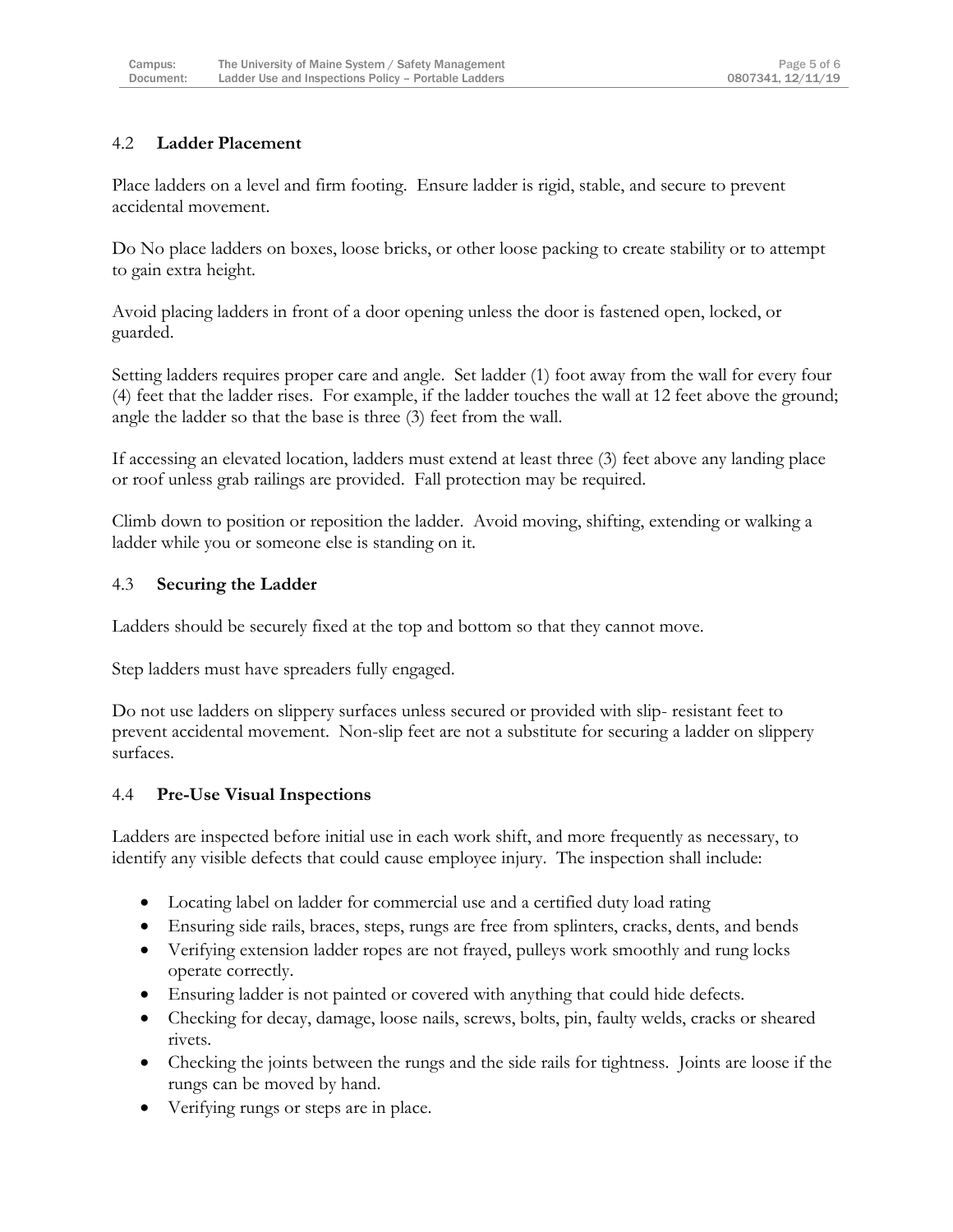### 4.2 **Ladder Placement**

Place ladders on a level and firm footing. Ensure ladder is rigid, stable, and secure to prevent accidental movement.

Do No place ladders on boxes, loose bricks, or other loose packing to create stability or to attempt to gain extra height.

Avoid placing ladders in front of a door opening unless the door is fastened open, locked, or guarded.

Setting ladders requires proper care and angle. Set ladder (1) foot away from the wall for every four (4) feet that the ladder rises. For example, if the ladder touches the wall at 12 feet above the ground; angle the ladder so that the base is three (3) feet from the wall.

If accessing an elevated location, ladders must extend at least three (3) feet above any landing place or roof unless grab railings are provided. Fall protection may be required.

Climb down to position or reposition the ladder. Avoid moving, shifting, extending or walking a ladder while you or someone else is standing on it.

### 4.3 **Securing the Ladder**

Ladders should be securely fixed at the top and bottom so that they cannot move.

Step ladders must have spreaders fully engaged.

Do not use ladders on slippery surfaces unless secured or provided with slip- resistant feet to prevent accidental movement. Non-slip feet are not a substitute for securing a ladder on slippery surfaces.

### 4.4 **Pre-Use Visual Inspections**

Ladders are inspected before initial use in each work shift, and more frequently as necessary, to identify any visible defects that could cause employee injury. The inspection shall include:

- Locating label on ladder for commercial use and a certified duty load rating
- Ensuring side rails, braces, steps, rungs are free from splinters, cracks, dents, and bends
- Verifying extension ladder ropes are not frayed, pulleys work smoothly and rung locks operate correctly.
- Ensuring ladder is not painted or covered with anything that could hide defects.
- Checking for decay, damage, loose nails, screws, bolts, pin, faulty welds, cracks or sheared rivets.
- Checking the joints between the rungs and the side rails for tightness. Joints are loose if the rungs can be moved by hand.
- Verifying rungs or steps are in place.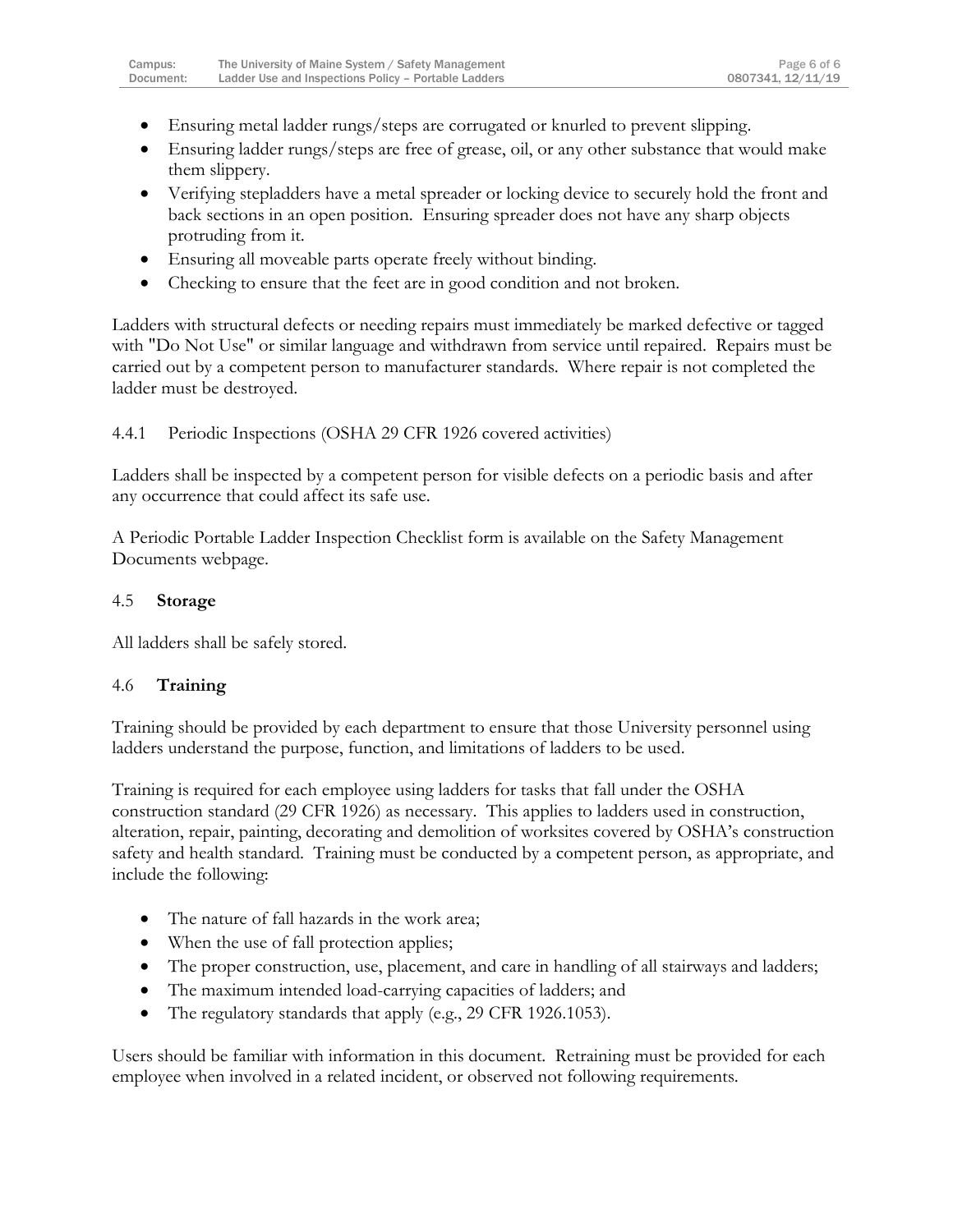- Ensuring metal ladder rungs/steps are corrugated or knurled to prevent slipping.
- Ensuring ladder rungs/steps are free of grease, oil, or any other substance that would make them slippery.
- Verifying stepladders have a metal spreader or locking device to securely hold the front and back sections in an open position. Ensuring spreader does not have any sharp objects protruding from it.
- Ensuring all moveable parts operate freely without binding.
- Checking to ensure that the feet are in good condition and not broken.

Ladders with structural defects or needing repairs must immediately be marked defective or tagged with "Do Not Use" or similar language and withdrawn from service until repaired. Repairs must be carried out by a competent person to manufacturer standards. Where repair is not completed the ladder must be destroyed.

#### 4.4.1 Periodic Inspections (OSHA 29 CFR 1926 covered activities)

Ladders shall be inspected by a competent person for visible defects on a periodic basis and after any occurrence that could affect its safe use.

A Periodic Portable Ladder Inspection Checklist form is available on the Safety Management Documents webpage.

### 4.5 **Storage**

All ladders shall be safely stored.

### 4.6 **Training**

Training should be provided by each department to ensure that those University personnel using ladders understand the purpose, function, and limitations of ladders to be used.

Training is required for each employee using ladders for tasks that fall under the OSHA construction standard (29 CFR 1926) as necessary. This applies to ladders used in construction, alteration, repair, painting, decorating and demolition of worksites covered by OSHA's construction safety and health standard. Training must be conducted by a competent person, as appropriate, and include the following:

- The nature of fall hazards in the work area;
- When the use of fall protection applies;
- The proper construction, use, placement, and care in handling of all stairways and ladders;
- The maximum intended load-carrying capacities of ladders; and
- The regulatory standards that apply (e.g., 29 CFR 1926.1053).

Users should be familiar with information in this document. Retraining must be provided for each employee when involved in a related incident, or observed not following requirements.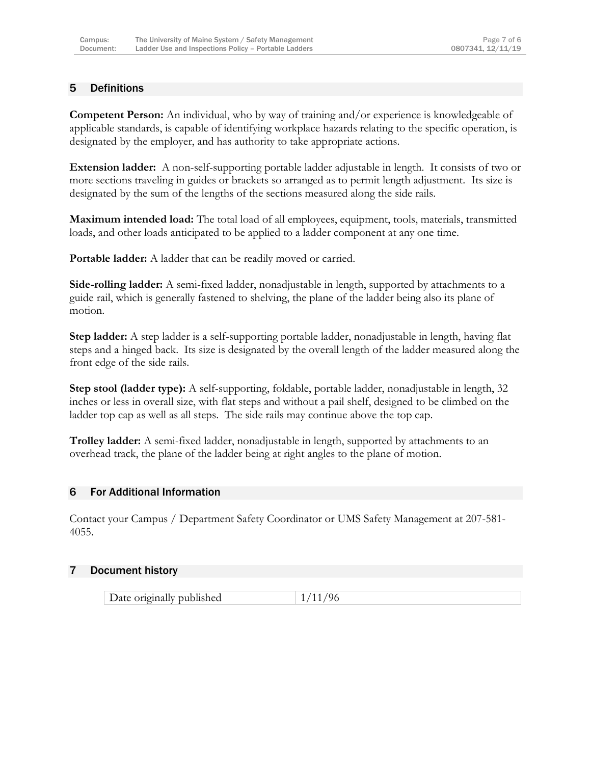## 5 Definitions

**Competent Person:** An individual, who by way of training and/or experience is knowledgeable of applicable standards, is capable of identifying workplace hazards relating to the specific operation, is designated by the employer, and has authority to take appropriate actions.

**Extension ladder:** A non-self-supporting portable ladder adjustable in length. It consists of two or more sections traveling in guides or brackets so arranged as to permit length adjustment. Its size is designated by the sum of the lengths of the sections measured along the side rails.

**Maximum intended load:** The total load of all employees, equipment, tools, materials, transmitted loads, and other loads anticipated to be applied to a ladder component at any one time.

**Portable ladder:** A ladder that can be readily moved or carried.

**Side-rolling ladder:** A semi-fixed ladder, nonadjustable in length, supported by attachments to a guide rail, which is generally fastened to shelving, the plane of the ladder being also its plane of motion.

**Step ladder:** A step ladder is a self-supporting portable ladder, nonadjustable in length, having flat steps and a hinged back. Its size is designated by the overall length of the ladder measured along the front edge of the side rails.

**Step stool (ladder type):** A self-supporting, foldable, portable ladder, nonadjustable in length, 32 inches or less in overall size, with flat steps and without a pail shelf, designed to be climbed on the ladder top cap as well as all steps. The side rails may continue above the top cap.

**Trolley ladder:** A semi-fixed ladder, nonadjustable in length, supported by attachments to an overhead track, the plane of the ladder being at right angles to the plane of motion.

## 6 For Additional Information

Contact your Campus / Department Safety Coordinator or UMS Safety Management at 207-581-4055.

## 7 Document history

| | |
|---|---|
| Date originally published | 1/11/96 |